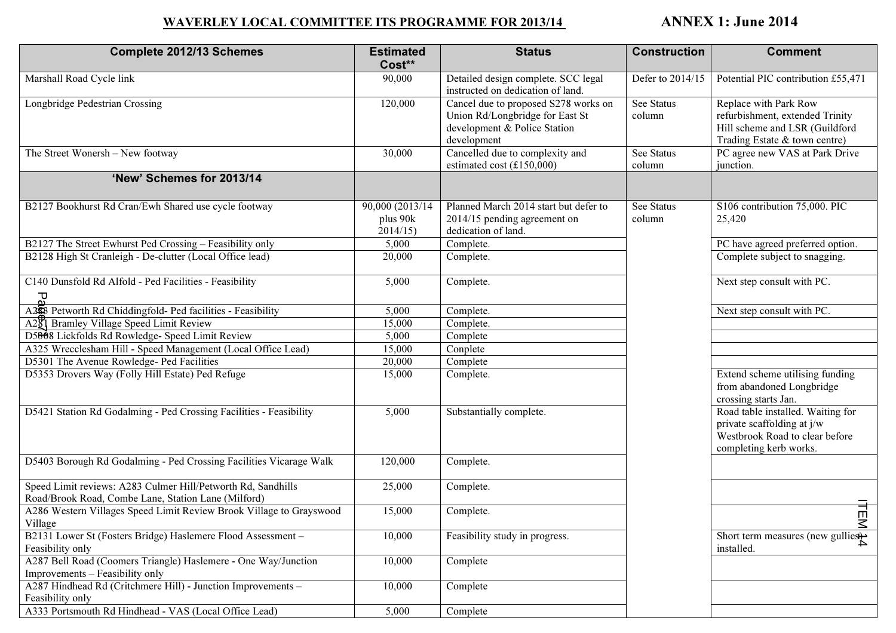## WAVERLEY LOCAL COMMITTEE ITS PROGRAMME FOR 2013/14 — ANNEX 1: June 2014

| Complete 2012/13 Schemes | Estimated Cost** | Status | Construction | Comment |
|---|---|---|---|---|
| Marshall Road Cycle link | 90,000 | Detailed design complete. SCC legal instructed on dedication of land. | Defer to 2014/15 | Potential PIC contribution £55,471 |
| Longbridge Pedestrian Crossing | 120,000 | Cancel due to proposed S278 works on Union Rd/Longbridge for East St development & Police Station development | See Status column | Replace with Park Row refurbishment, extended Trinity Hill scheme and LSR (Guildford Trading Estate & town centre) |
| The Street Wonersh – New footway | 30,000 | Cancelled due to complexity and estimated cost (£150,000) | See Status column | PC agree new VAS at Park Drive junction. |
| **'New' Schemes for 2013/14** | | | | |
| B2127 Bookhurst Rd Cran/Ewh Shared use cycle footway | 90,000 (2013/14 plus 90k 2014/15) | Planned March 2014 start but defer to 2014/15 pending agreement on dedication of land. | See Status column | S106 contribution 75,000. PIC 25,420 |
| B2127 The Street Ewhurst Ped Crossing – Feasibility only | 5,000 | Complete. | | PC have agreed preferred option. |
| B2128 High St Cranleigh - De-clutter (Local Office lead) | 20,000 | Complete. | | Complete subject to snagging. |
| C140 Dunsfold Rd Alfold - Ped Facilities - Feasibility | 5,000 | Complete. | | Next step consult with PC. |
| A283 Petworth Rd Chiddingfold- Ped facilities - Feasibility | 5,000 | Complete. | | Next step consult with PC. |
| A281 Bramley Village Speed Limit Review | 15,000 | Complete. | | |
| D5808 Lickfolds Rd Rowledge- Speed Limit Review | 5,000 | Complete | | |
| A325 Wrecclesham Hill - Speed Management (Local Office Lead) | 15,000 | Conplete | | |
| D5301 The Avenue Rowledge- Ped Facilities | 20,000 | Complete | | |
| D5353 Drovers Way (Folly Hill Estate) Ped Refuge | 15,000 | Complete. | | Extend scheme utilising funding from abandoned Longbridge crossing starts Jan. |
| D5421 Station Rd Godalming - Ped Crossing Facilities - Feasibility | 5,000 | Substantially complete. | | Road table installed. Waiting for private scaffolding at j/w Westbrook Road to clear before completing kerb works. |
| D5403 Borough Rd Godalming - Ped Crossing Facilities Vicarage Walk | 120,000 | Complete. | | |
| Speed Limit reviews: A283 Culmer Hill/Petworth Rd, Sandhills Road/Brook Road, Combe Lane, Station Lane (Milford) | 25,000 | Complete. | | |
| A286 Western Villages Speed Limit Review Brook Village to Grayswood Village | 15,000 | Complete. | | |
| B2131 Lower St (Fosters Bridge) Haslemere Flood Assessment – Feasibility only | 10,000 | Feasibility study in progress. | | Short term measures (new gullies) installed. |
| A287 Bell Road (Coomers Triangle) Haslemere - One Way/Junction Improvements – Feasibility only | 10,000 | Complete | | |
| A287 Hindhead Rd (Critchmere Hill) - Junction Improvements – Feasibility only | 10,000 | Complete | | |
| A333 Portsmouth Rd Hindhead - VAS (Local Office Lead) | 5,000 | Complete | | |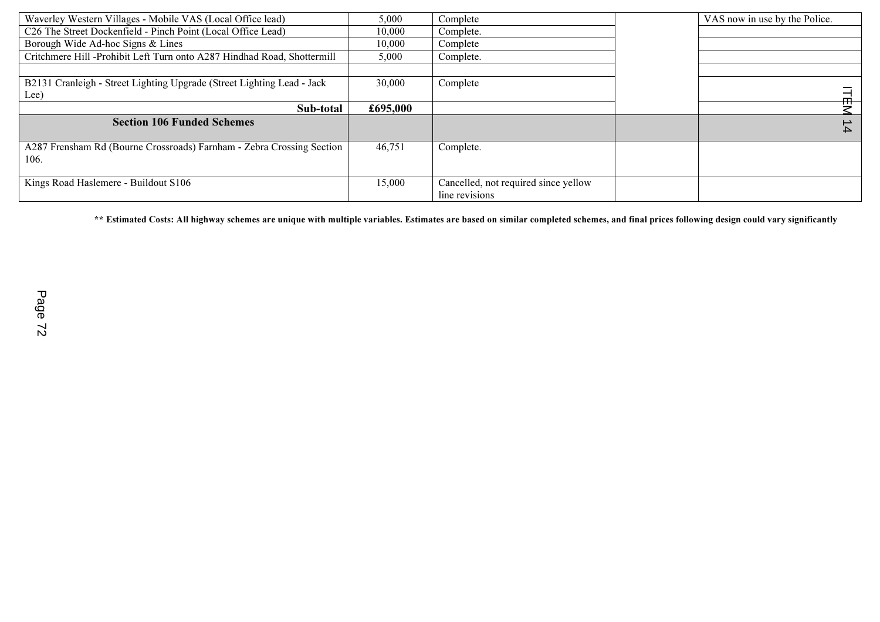| | | | | |
|---|---|---|---|---|
| Waverley Western Villages - Mobile VAS (Local Office lead) | 5,000 | Complete | | VAS now in use by the Police. |
| C26 The Street Dockenfield - Pinch Point (Local Office Lead) | 10,000 | Complete. | | |
| Borough Wide Ad-hoc Signs & Lines | 10,000 | Complete | | |
| Critchmere Hill -Prohibit Left Turn onto A287 Hindhad Road, Shottermill | 5,000 | Complete. | | |
| | | | | |
| B2131 Cranleigh - Street Lighting Upgrade (Street Lighting Lead - Jack Lee) | 30,000 | Complete | | |
| **Sub-total** | **£695,000** | | | |
| **Section 106 Funded Schemes** | | | | |
| A287 Frensham Rd (Bourne Crossroads) Farnham - Zebra Crossing Section 106. | 46,751 | Complete. | | |
| Kings Road Haslemere - Buildout S106 | 15,000 | Cancelled, not required since yellow line revisions | | |

**\*\* Estimated Costs: All highway schemes are unique with multiple variables. Estimates are based on similar completed schemes, and final prices following design could vary significantly**